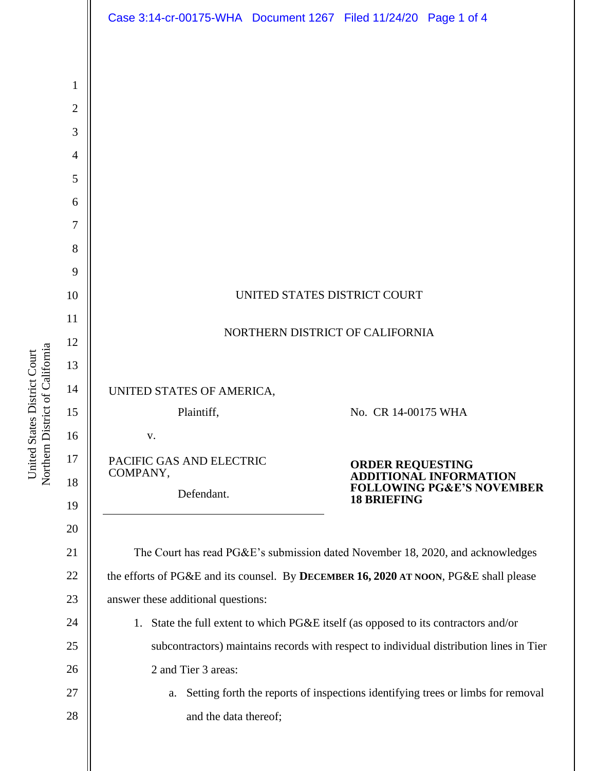UNITED STATES DISTRICT COURT

NORTHERN DISTRICT OF CALIFORNIA

UNITED STATES OF AMERICA,

Plaintiff,

v.

PACIFIC GAS AND ELECTRIC COMPANY,

Defendant.

No. CR 14-00175 WHA

**ORDER REQUESTING ADDITIONAL INFORMATION FOLLOWING PG&E'S NOVEMBER 18 BRIEFING**

The Court has read PG&E's submission dated November 18, 2020, and acknowledges the efforts of PG&E and its counsel. By **DECEMBER 16, 2020 AT NOON**, PG&E shall please answer these additional questions:

1. State the full extent to which PG&E itself (as opposed to its contractors and/or subcontractors) maintains records with respect to individual distribution lines in Tier 2 and Tier 3 areas:
   a. Setting forth the reports of inspections identifying trees or limbs for removal and the data thereof;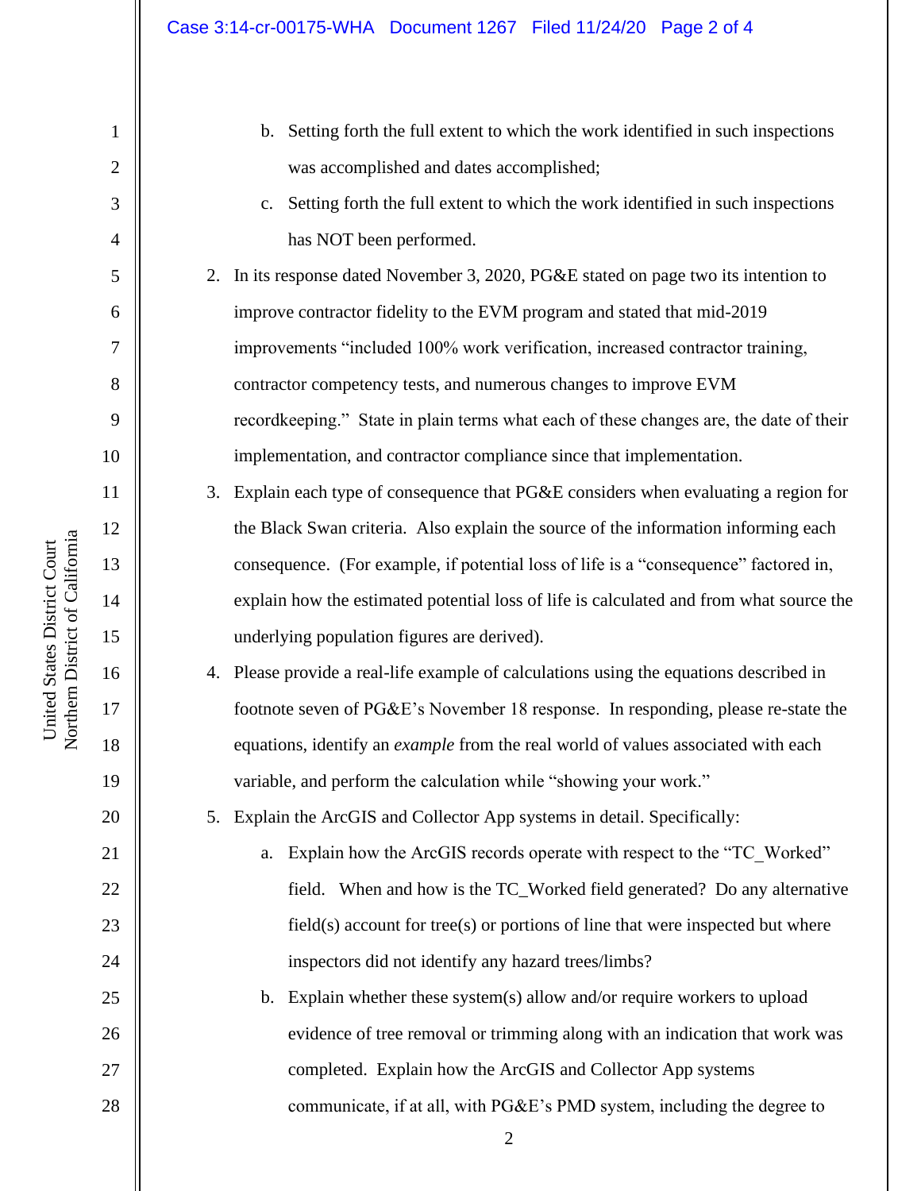b. Setting forth the full extent to which the work identified in such inspections was accomplished and dates accomplished;

   c. Setting forth the full extent to which the work identified in such inspections has NOT been performed.

2. In its response dated November 3, 2020, PG&E stated on page two its intention to improve contractor fidelity to the EVM program and stated that mid-2019 improvements "included 100% work verification, increased contractor training, contractor competency tests, and numerous changes to improve EVM recordkeeping." State in plain terms what each of these changes are, the date of their implementation, and contractor compliance since that implementation.

3. Explain each type of consequence that PG&E considers when evaluating a region for the Black Swan criteria. Also explain the source of the information informing each consequence. (For example, if potential loss of life is a "consequence" factored in, explain how the estimated potential loss of life is calculated and from what source the underlying population figures are derived).

4. Please provide a real-life example of calculations using the equations described in footnote seven of PG&E's November 18 response. In responding, please re-state the equations, identify an *example* from the real world of values associated with each variable, and perform the calculation while "showing your work."

5. Explain the ArcGIS and Collector App systems in detail. Specifically:

   a. Explain how the ArcGIS records operate with respect to the "TC_Worked" field. When and how is the TC_Worked field generated? Do any alternative field(s) account for tree(s) or portions of line that were inspected but where inspectors did not identify any hazard trees/limbs?

   b. Explain whether these system(s) allow and/or require workers to upload evidence of tree removal or trimming along with an indication that work was completed. Explain how the ArcGIS and Collector App systems communicate, if at all, with PG&E's PMD system, including the degree to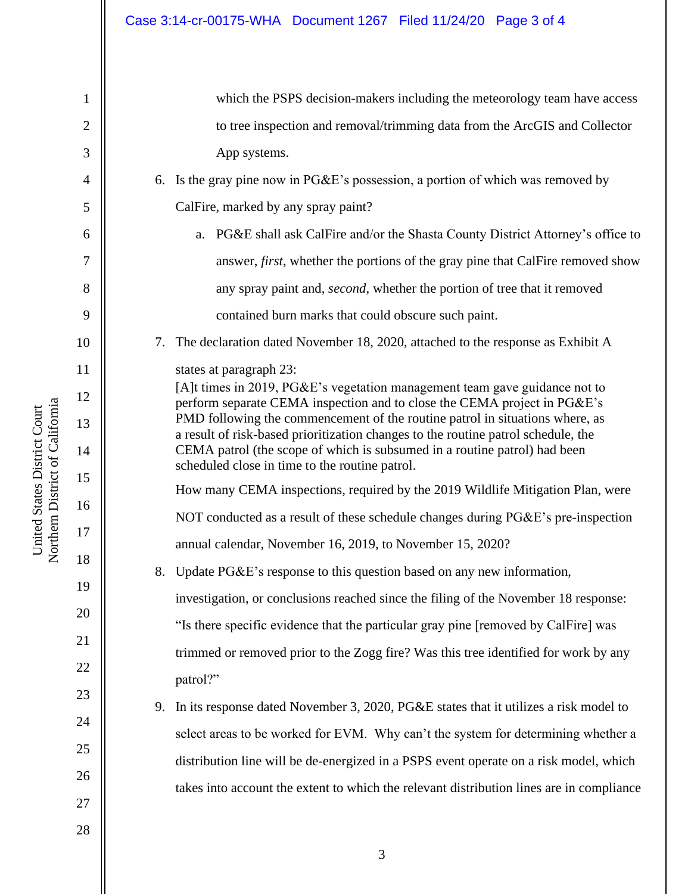which the PSPS decision-makers including the meteorology team have access to tree inspection and removal/trimming data from the ArcGIS and Collector App systems.

6. Is the gray pine now in PG&E's possession, a portion of which was removed by CalFire, marked by any spray paint?

   a. PG&E shall ask CalFire and/or the Shasta County District Attorney's office to answer, *first*, whether the portions of the gray pine that CalFire removed show any spray paint and, *second*, whether the portion of tree that it removed contained burn marks that could obscure such paint.

7. The declaration dated November 18, 2020, attached to the response as Exhibit A states at paragraph 23:

   > [A]t times in 2019, PG&E's vegetation management team gave guidance not to perform separate CEMA inspection and to close the CEMA project in PG&E's PMD following the commencement of the routine patrol in situations where, as a result of risk-based prioritization changes to the routine patrol schedule, the CEMA patrol (the scope of which is subsumed in a routine patrol) had been scheduled close in time to the routine patrol.

   How many CEMA inspections, required by the 2019 Wildlife Mitigation Plan, were NOT conducted as a result of these schedule changes during PG&E's pre-inspection annual calendar, November 16, 2019, to November 15, 2020?

8. Update PG&E's response to this question based on any new information, investigation, or conclusions reached since the filing of the November 18 response: "Is there specific evidence that the particular gray pine [removed by CalFire] was trimmed or removed prior to the Zogg fire? Was this tree identified for work by any patrol?"

9. In its response dated November 3, 2020, PG&E states that it utilizes a risk model to select areas to be worked for EVM. Why can't the system for determining whether a distribution line will be de-energized in a PSPS event operate on a risk model, which takes into account the extent to which the relevant distribution lines are in compliance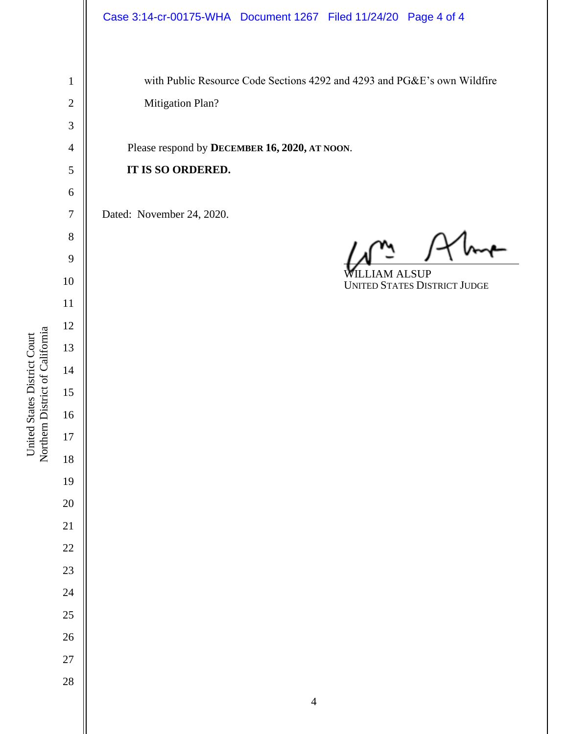with Public Resource Code Sections 4292 and 4293 and PG&E's own Wildfire Mitigation Plan?

Please respond by **DECEMBER 16, 2020, AT NOON**.

**IT IS SO ORDERED.**

Dated: November 24, 2020.

WILLIAM ALSUP
UNITED STATES DISTRICT JUDGE